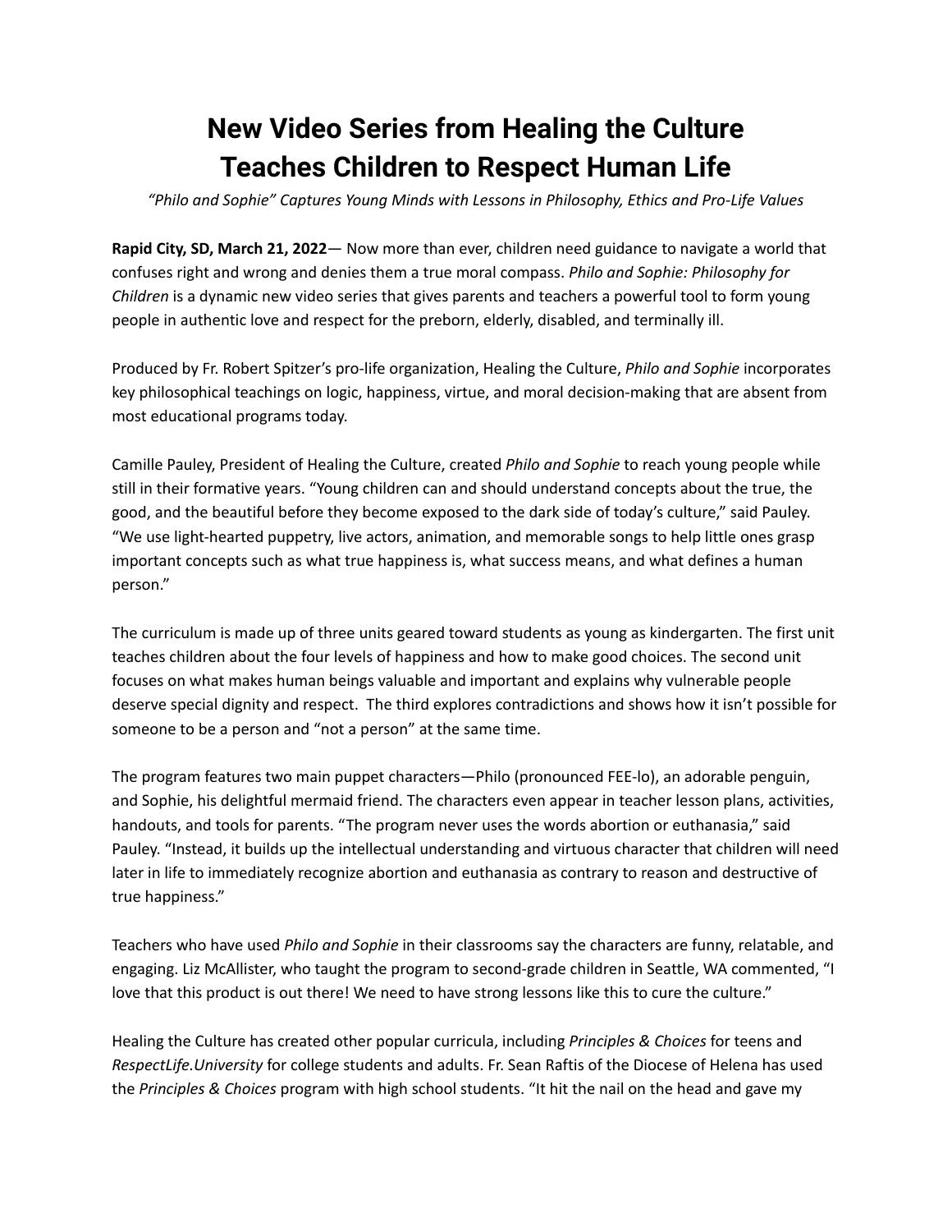# New Video Series from Healing the Culture Teaches Children to Respect Human Life

*"Philo and Sophie" Captures Young Minds with Lessons in Philosophy, Ethics and Pro-Life Values*

**Rapid City, SD, March 21, 2022**— Now more than ever, children need guidance to navigate a world that confuses right and wrong and denies them a true moral compass. *Philo and Sophie: Philosophy for Children* is a dynamic new video series that gives parents and teachers a powerful tool to form young people in authentic love and respect for the preborn, elderly, disabled, and terminally ill.

Produced by Fr. Robert Spitzer's pro-life organization, Healing the Culture, *Philo and Sophie* incorporates key philosophical teachings on logic, happiness, virtue, and moral decision-making that are absent from most educational programs today.

Camille Pauley, President of Healing the Culture, created *Philo and Sophie* to reach young people while still in their formative years. "Young children can and should understand concepts about the true, the good, and the beautiful before they become exposed to the dark side of today's culture," said Pauley. "We use light-hearted puppetry, live actors, animation, and memorable songs to help little ones grasp important concepts such as what true happiness is, what success means, and what defines a human person."

The curriculum is made up of three units geared toward students as young as kindergarten. The first unit teaches children about the four levels of happiness and how to make good choices. The second unit focuses on what makes human beings valuable and important and explains why vulnerable people deserve special dignity and respect. The third explores contradictions and shows how it isn't possible for someone to be a person and "not a person" at the same time.

The program features two main puppet characters—Philo (pronounced FEE-lo), an adorable penguin, and Sophie, his delightful mermaid friend. The characters even appear in teacher lesson plans, activities, handouts, and tools for parents. "The program never uses the words abortion or euthanasia," said Pauley. "Instead, it builds up the intellectual understanding and virtuous character that children will need later in life to immediately recognize abortion and euthanasia as contrary to reason and destructive of true happiness."

Teachers who have used *Philo and Sophie* in their classrooms say the characters are funny, relatable, and engaging. Liz McAllister, who taught the program to second-grade children in Seattle, WA commented, "I love that this product is out there! We need to have strong lessons like this to cure the culture."

Healing the Culture has created other popular curricula, including *Principles & Choices* for teens and *RespectLife.University* for college students and adults. Fr. Sean Raftis of the Diocese of Helena has used the *Principles & Choices* program with high school students. "It hit the nail on the head and gave my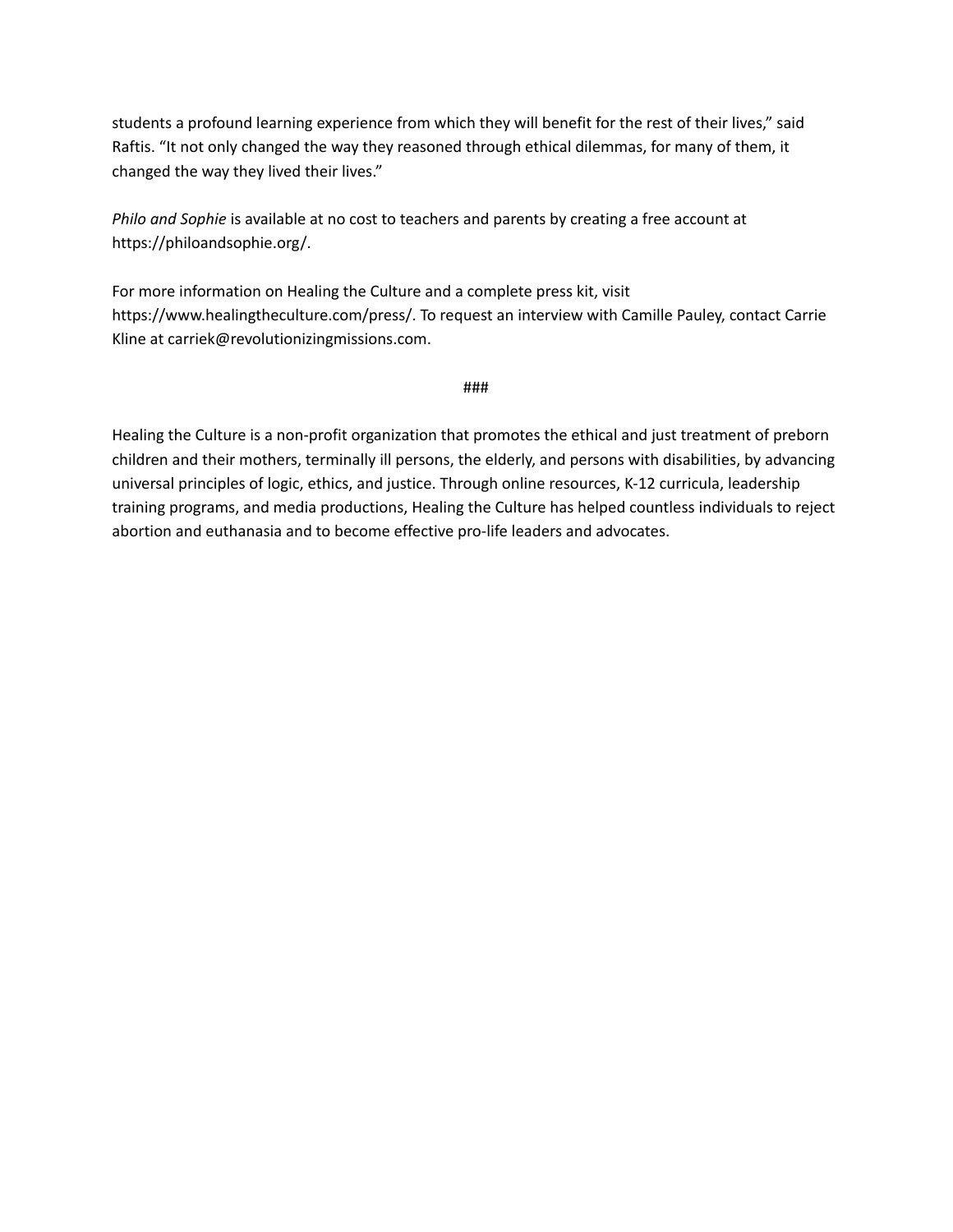students a profound learning experience from which they will benefit for the rest of their lives," said Raftis. "It not only changed the way they reasoned through ethical dilemmas, for many of them, it changed the way they lived their lives."

*Philo and Sophie* is available at no cost to teachers and parents by creating a free account at https://philoandsophie.org/.

For more information on Healing the Culture and a complete press kit, visit https://www.healingtheculture.com/press/. To request an interview with Camille Pauley, contact Carrie Kline at carriek@revolutionizingmissions.com.

###

Healing the Culture is a non-profit organization that promotes the ethical and just treatment of preborn children and their mothers, terminally ill persons, the elderly, and persons with disabilities, by advancing universal principles of logic, ethics, and justice. Through online resources, K-12 curricula, leadership training programs, and media productions, Healing the Culture has helped countless individuals to reject abortion and euthanasia and to become effective pro-life leaders and advocates.